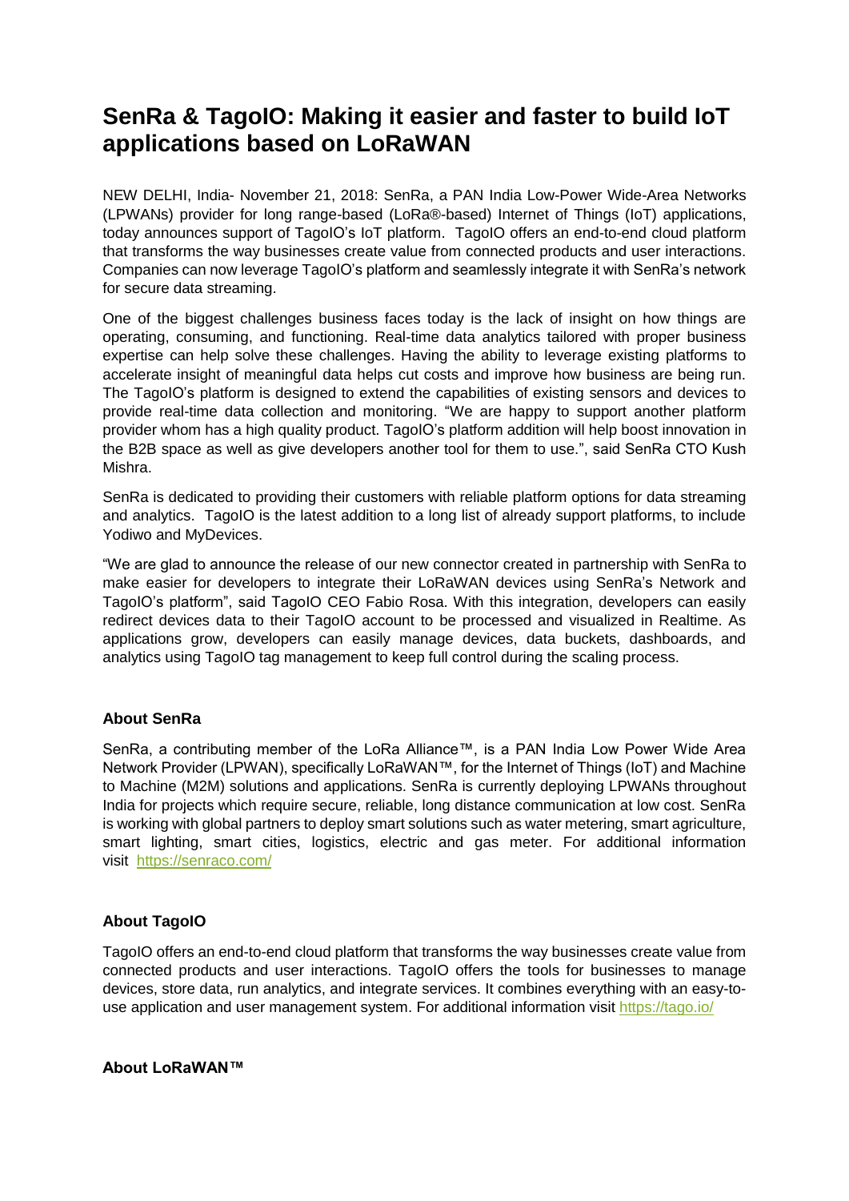# SenRa & TagoIO: Making it easier and faster to build IoT applications based on LoRaWAN

NEW DELHI, India- November 21, 2018: SenRa, a PAN India Low-Power Wide-Area Networks (LPWANs) provider for long range-based (LoRa®-based) Internet of Things (IoT) applications, today announces support of TagoIO's IoT platform. TagoIO offers an end-to-end cloud platform that transforms the way businesses create value from connected products and user interactions. Companies can now leverage TagoIO's platform and seamlessly integrate it with SenRa's network for secure data streaming.

One of the biggest challenges business faces today is the lack of insight on how things are operating, consuming, and functioning. Real-time data analytics tailored with proper business expertise can help solve these challenges. Having the ability to leverage existing platforms to accelerate insight of meaningful data helps cut costs and improve how business are being run. The TagoIO's platform is designed to extend the capabilities of existing sensors and devices to provide real-time data collection and monitoring. "We are happy to support another platform provider whom has a high quality product. TagoIO's platform addition will help boost innovation in the B2B space as well as give developers another tool for them to use.", said SenRa CTO Kush Mishra.

SenRa is dedicated to providing their customers with reliable platform options for data streaming and analytics. TagoIO is the latest addition to a long list of already support platforms, to include Yodiwo and MyDevices.

"We are glad to announce the release of our new connector created in partnership with SenRa to make easier for developers to integrate their LoRaWAN devices using SenRa's Network and TagoIO's platform", said TagoIO CEO Fabio Rosa. With this integration, developers can easily redirect devices data to their TagoIO account to be processed and visualized in Realtime. As applications grow, developers can easily manage devices, data buckets, dashboards, and analytics using TagoIO tag management to keep full control during the scaling process.

### About SenRa

SenRa, a contributing member of the LoRa Alliance™, is a PAN India Low Power Wide Area Network Provider (LPWAN), specifically LoRaWAN™, for the Internet of Things (IoT) and Machine to Machine (M2M) solutions and applications. SenRa is currently deploying LPWANs throughout India for projects which require secure, reliable, long distance communication at low cost. SenRa is working with global partners to deploy smart solutions such as water metering, smart agriculture, smart lighting, smart cities, logistics, electric and gas meter. For additional information visit https://senraco.com/

### About TagoIO

TagoIO offers an end-to-end cloud platform that transforms the way businesses create value from connected products and user interactions. TagoIO offers the tools for businesses to manage devices, store data, run analytics, and integrate services. It combines everything with an easy-to-use application and user management system. For additional information visit https://tago.io/

### About LoRaWAN™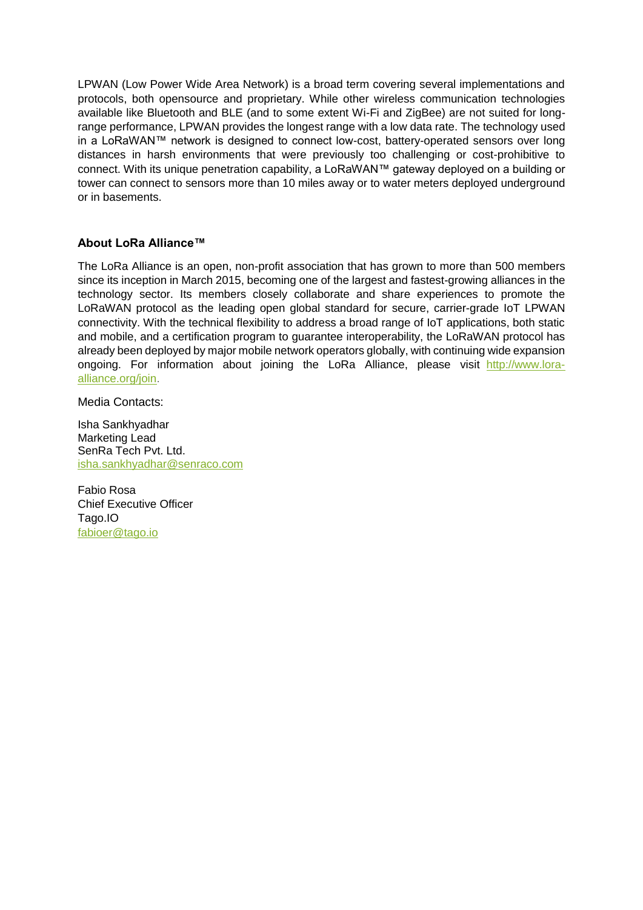LPWAN (Low Power Wide Area Network) is a broad term covering several implementations and protocols, both opensource and proprietary. While other wireless communication technologies available like Bluetooth and BLE (and to some extent Wi-Fi and ZigBee) are not suited for long-range performance, LPWAN provides the longest range with a low data rate. The technology used in a LoRaWAN™ network is designed to connect low-cost, battery-operated sensors over long distances in harsh environments that were previously too challenging or cost-prohibitive to connect. With its unique penetration capability, a LoRaWAN™ gateway deployed on a building or tower can connect to sensors more than 10 miles away or to water meters deployed underground or in basements.

**About LoRa Alliance™**

The LoRa Alliance is an open, non-profit association that has grown to more than 500 members since its inception in March 2015, becoming one of the largest and fastest-growing alliances in the technology sector. Its members closely collaborate and share experiences to promote the LoRaWAN protocol as the leading open global standard for secure, carrier-grade IoT LPWAN connectivity. With the technical flexibility to address a broad range of IoT applications, both static and mobile, and a certification program to guarantee interoperability, the LoRaWAN protocol has already been deployed by major mobile network operators globally, with continuing wide expansion ongoing. For information about joining the LoRa Alliance, please visit [http://www.lora-alliance.org/join](http://www.lora-alliance.org/join).

Media Contacts:

Isha Sankhyadhar
Marketing Lead
SenRa Tech Pvt. Ltd.
isha.sankhyadhar@senraco.com

Fabio Rosa
Chief Executive Officer
Tago.IO
fabioer@tago.io